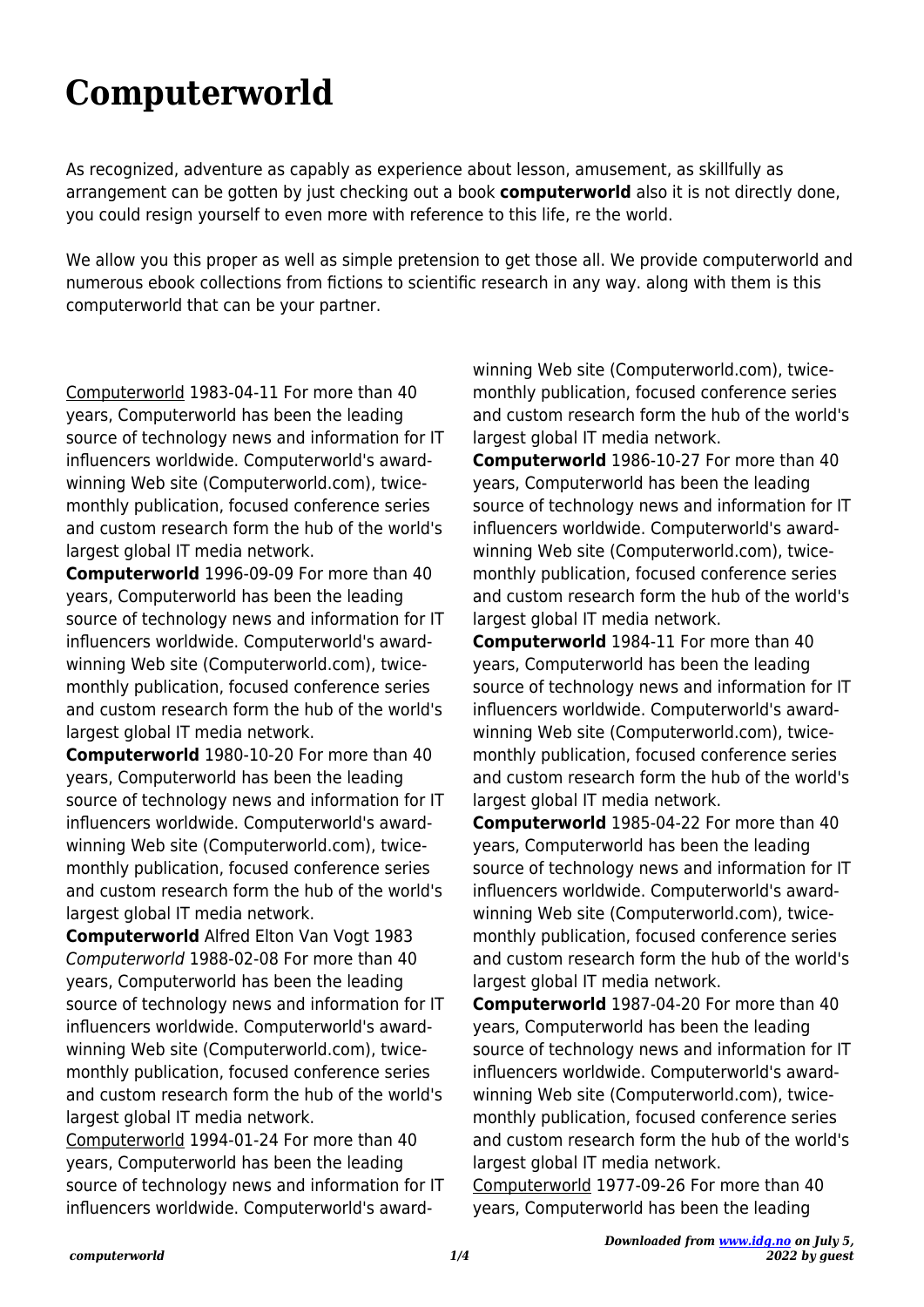# Computerworld

As recognized, adventure as capably as experience about lesson, amusement, as skillfully as arrangement can be gotten by just checking out a book **computerworld** also it is not directly done, you could resign yourself to even more with reference to this life, re the world.

We allow you this proper as well as simple pretension to get those all. We provide computerworld and numerous ebook collections from fictions to scientific research in any way. along with them is this computerworld that can be your partner.

Computerworld 1983-04-11 For more than 40 years, Computerworld has been the leading source of technology news and information for IT influencers worldwide. Computerworld's award-winning Web site (Computerworld.com), twice-monthly publication, focused conference series and custom research form the hub of the world's largest global IT media network.

**Computerworld** 1996-09-09 For more than 40 years, Computerworld has been the leading source of technology news and information for IT influencers worldwide. Computerworld's award-winning Web site (Computerworld.com), twice-monthly publication, focused conference series and custom research form the hub of the world's largest global IT media network.

**Computerworld** 1980-10-20 For more than 40 years, Computerworld has been the leading source of technology news and information for IT influencers worldwide. Computerworld's award-winning Web site (Computerworld.com), twice-monthly publication, focused conference series and custom research form the hub of the world's largest global IT media network.

**Computerworld** Alfred Elton Van Vogt 1983

*Computerworld* 1988-02-08 For more than 40 years, Computerworld has been the leading source of technology news and information for IT influencers worldwide. Computerworld's award-winning Web site (Computerworld.com), twice-monthly publication, focused conference series and custom research form the hub of the world's largest global IT media network.

Computerworld 1994-01-24 For more than 40 years, Computerworld has been the leading source of technology news and information for IT influencers worldwide. Computerworld's award-winning Web site (Computerworld.com), twice-monthly publication, focused conference series and custom research form the hub of the world's largest global IT media network.

**Computerworld** 1986-10-27 For more than 40 years, Computerworld has been the leading source of technology news and information for IT influencers worldwide. Computerworld's award-winning Web site (Computerworld.com), twice-monthly publication, focused conference series and custom research form the hub of the world's largest global IT media network.

**Computerworld** 1984-11 For more than 40 years, Computerworld has been the leading source of technology news and information for IT influencers worldwide. Computerworld's award-winning Web site (Computerworld.com), twice-monthly publication, focused conference series and custom research form the hub of the world's largest global IT media network.

**Computerworld** 1985-04-22 For more than 40 years, Computerworld has been the leading source of technology news and information for IT influencers worldwide. Computerworld's award-winning Web site (Computerworld.com), twice-monthly publication, focused conference series and custom research form the hub of the world's largest global IT media network.

**Computerworld** 1987-04-20 For more than 40 years, Computerworld has been the leading source of technology news and information for IT influencers worldwide. Computerworld's award-winning Web site (Computerworld.com), twice-monthly publication, focused conference series and custom research form the hub of the world's largest global IT media network.

Computerworld 1977-09-26 For more than 40 years, Computerworld has been the leading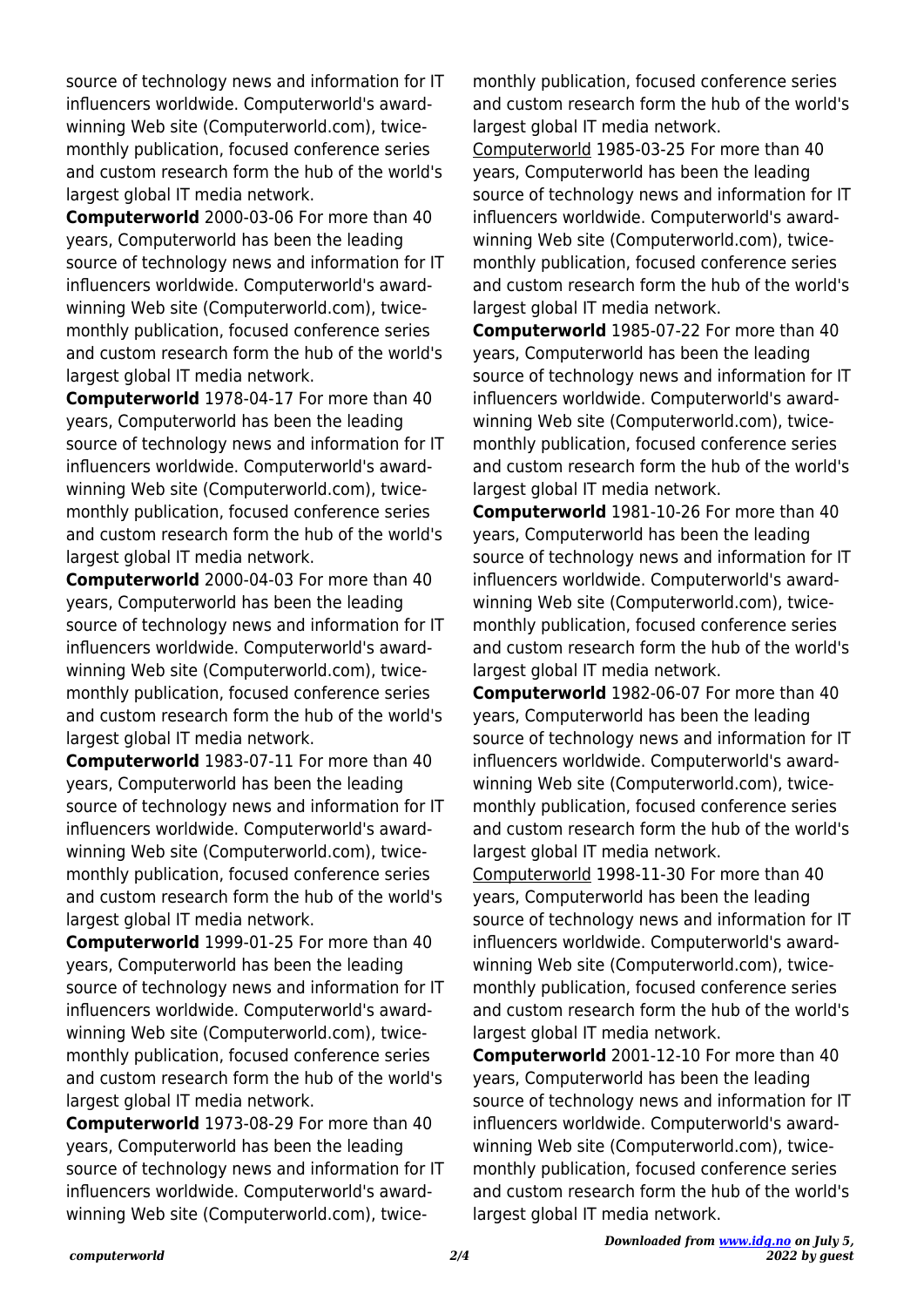source of technology news and information for IT influencers worldwide. Computerworld's award-winning Web site (Computerworld.com), twice-monthly publication, focused conference series and custom research form the hub of the world's largest global IT media network.

**Computerworld** 2000-03-06 For more than 40 years, Computerworld has been the leading source of technology news and information for IT influencers worldwide. Computerworld's award-winning Web site (Computerworld.com), twice-monthly publication, focused conference series and custom research form the hub of the world's largest global IT media network.

**Computerworld** 1978-04-17 For more than 40 years, Computerworld has been the leading source of technology news and information for IT influencers worldwide. Computerworld's award-winning Web site (Computerworld.com), twice-monthly publication, focused conference series and custom research form the hub of the world's largest global IT media network.

**Computerworld** 2000-04-03 For more than 40 years, Computerworld has been the leading source of technology news and information for IT influencers worldwide. Computerworld's award-winning Web site (Computerworld.com), twice-monthly publication, focused conference series and custom research form the hub of the world's largest global IT media network.

**Computerworld** 1983-07-11 For more than 40 years, Computerworld has been the leading source of technology news and information for IT influencers worldwide. Computerworld's award-winning Web site (Computerworld.com), twice-monthly publication, focused conference series and custom research form the hub of the world's largest global IT media network.

**Computerworld** 1999-01-25 For more than 40 years, Computerworld has been the leading source of technology news and information for IT influencers worldwide. Computerworld's award-winning Web site (Computerworld.com), twice-monthly publication, focused conference series and custom research form the hub of the world's largest global IT media network.

**Computerworld** 1973-08-29 For more than 40 years, Computerworld has been the leading source of technology news and information for IT influencers worldwide. Computerworld's award-winning Web site (Computerworld.com), twice-monthly publication, focused conference series and custom research form the hub of the world's largest global IT media network.

Computerworld 1985-03-25 For more than 40 years, Computerworld has been the leading source of technology news and information for IT influencers worldwide. Computerworld's award-winning Web site (Computerworld.com), twice-monthly publication, focused conference series and custom research form the hub of the world's largest global IT media network.

**Computerworld** 1985-07-22 For more than 40 years, Computerworld has been the leading source of technology news and information for IT influencers worldwide. Computerworld's award-winning Web site (Computerworld.com), twice-monthly publication, focused conference series and custom research form the hub of the world's largest global IT media network.

**Computerworld** 1981-10-26 For more than 40 years, Computerworld has been the leading source of technology news and information for IT influencers worldwide. Computerworld's award-winning Web site (Computerworld.com), twice-monthly publication, focused conference series and custom research form the hub of the world's largest global IT media network.

**Computerworld** 1982-06-07 For more than 40 years, Computerworld has been the leading source of technology news and information for IT influencers worldwide. Computerworld's award-winning Web site (Computerworld.com), twice-monthly publication, focused conference series and custom research form the hub of the world's largest global IT media network.

Computerworld 1998-11-30 For more than 40 years, Computerworld has been the leading source of technology news and information for IT influencers worldwide. Computerworld's award-winning Web site (Computerworld.com), twice-monthly publication, focused conference series and custom research form the hub of the world's largest global IT media network.

**Computerworld** 2001-12-10 For more than 40 years, Computerworld has been the leading source of technology news and information for IT influencers worldwide. Computerworld's award-winning Web site (Computerworld.com), twice-monthly publication, focused conference series and custom research form the hub of the world's largest global IT media network.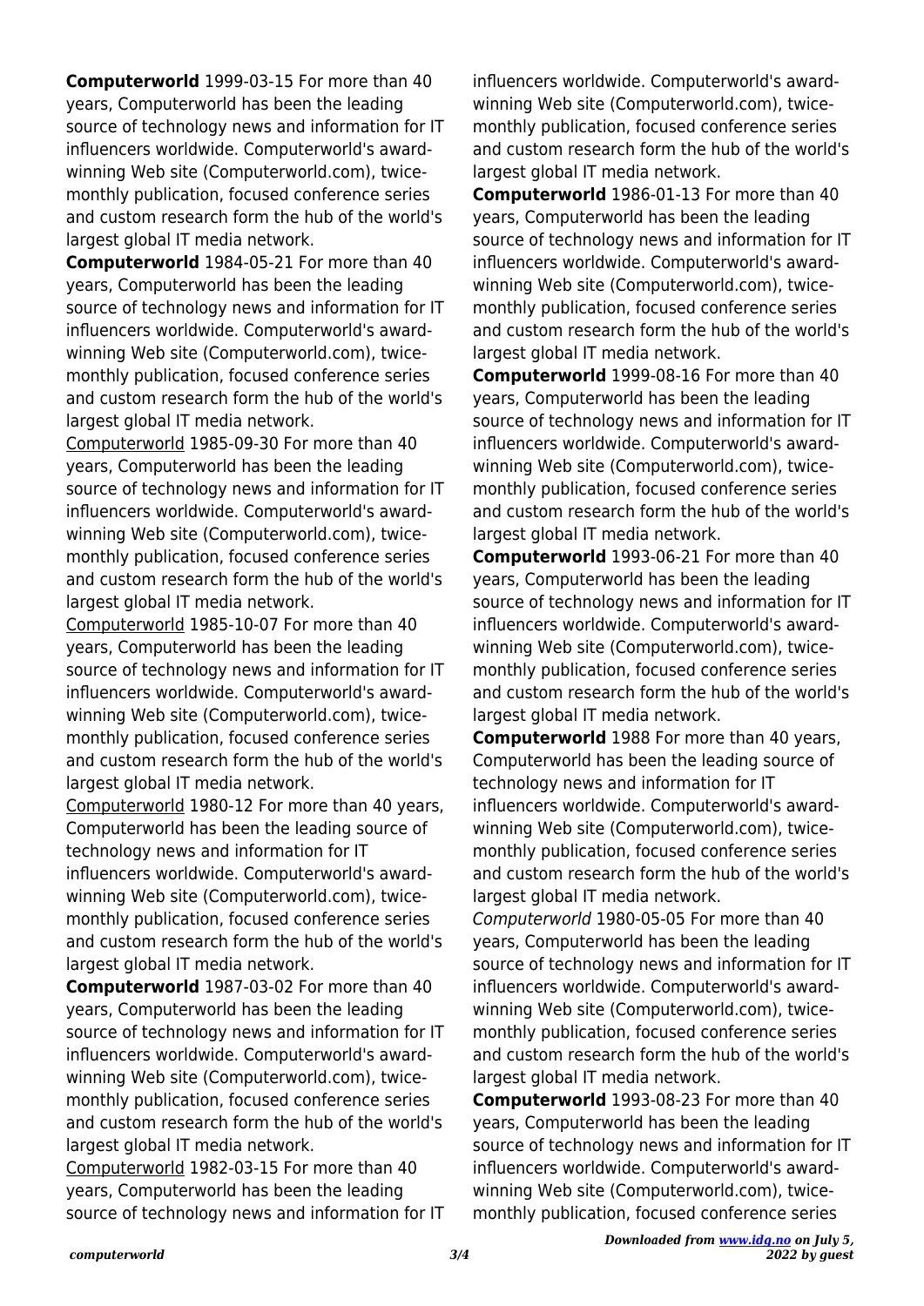**Computerworld** 1999-03-15 For more than 40 years, Computerworld has been the leading source of technology news and information for IT influencers worldwide. Computerworld's award-winning Web site (Computerworld.com), twice-monthly publication, focused conference series and custom research form the hub of the world's largest global IT media network.

**Computerworld** 1984-05-21 For more than 40 years, Computerworld has been the leading source of technology news and information for IT influencers worldwide. Computerworld's award-winning Web site (Computerworld.com), twice-monthly publication, focused conference series and custom research form the hub of the world's largest global IT media network.

Computerworld 1985-09-30 For more than 40 years, Computerworld has been the leading source of technology news and information for IT influencers worldwide. Computerworld's award-winning Web site (Computerworld.com), twice-monthly publication, focused conference series and custom research form the hub of the world's largest global IT media network.

Computerworld 1985-10-07 For more than 40 years, Computerworld has been the leading source of technology news and information for IT influencers worldwide. Computerworld's award-winning Web site (Computerworld.com), twice-monthly publication, focused conference series and custom research form the hub of the world's largest global IT media network.

Computerworld 1980-12 For more than 40 years, Computerworld has been the leading source of technology news and information for IT influencers worldwide. Computerworld's award-winning Web site (Computerworld.com), twice-monthly publication, focused conference series and custom research form the hub of the world's largest global IT media network.

**Computerworld** 1987-03-02 For more than 40 years, Computerworld has been the leading source of technology news and information for IT influencers worldwide. Computerworld's award-winning Web site (Computerworld.com), twice-monthly publication, focused conference series and custom research form the hub of the world's largest global IT media network.

Computerworld 1982-03-15 For more than 40 years, Computerworld has been the leading source of technology news and information for IT influencers worldwide. Computerworld's award-winning Web site (Computerworld.com), twice-monthly publication, focused conference series and custom research form the hub of the world's largest global IT media network.

**Computerworld** 1986-01-13 For more than 40 years, Computerworld has been the leading source of technology news and information for IT influencers worldwide. Computerworld's award-winning Web site (Computerworld.com), twice-monthly publication, focused conference series and custom research form the hub of the world's largest global IT media network.

**Computerworld** 1999-08-16 For more than 40 years, Computerworld has been the leading source of technology news and information for IT influencers worldwide. Computerworld's award-winning Web site (Computerworld.com), twice-monthly publication, focused conference series and custom research form the hub of the world's largest global IT media network.

**Computerworld** 1993-06-21 For more than 40 years, Computerworld has been the leading source of technology news and information for IT influencers worldwide. Computerworld's award-winning Web site (Computerworld.com), twice-monthly publication, focused conference series and custom research form the hub of the world's largest global IT media network.

**Computerworld** 1988 For more than 40 years, Computerworld has been the leading source of technology news and information for IT influencers worldwide. Computerworld's award-winning Web site (Computerworld.com), twice-monthly publication, focused conference series and custom research form the hub of the world's largest global IT media network.

*Computerworld* 1980-05-05 For more than 40 years, Computerworld has been the leading source of technology news and information for IT influencers worldwide. Computerworld's award-winning Web site (Computerworld.com), twice-monthly publication, focused conference series and custom research form the hub of the world's largest global IT media network.

**Computerworld** 1993-08-23 For more than 40 years, Computerworld has been the leading source of technology news and information for IT influencers worldwide. Computerworld's award-winning Web site (Computerworld.com), twice-monthly publication, focused conference series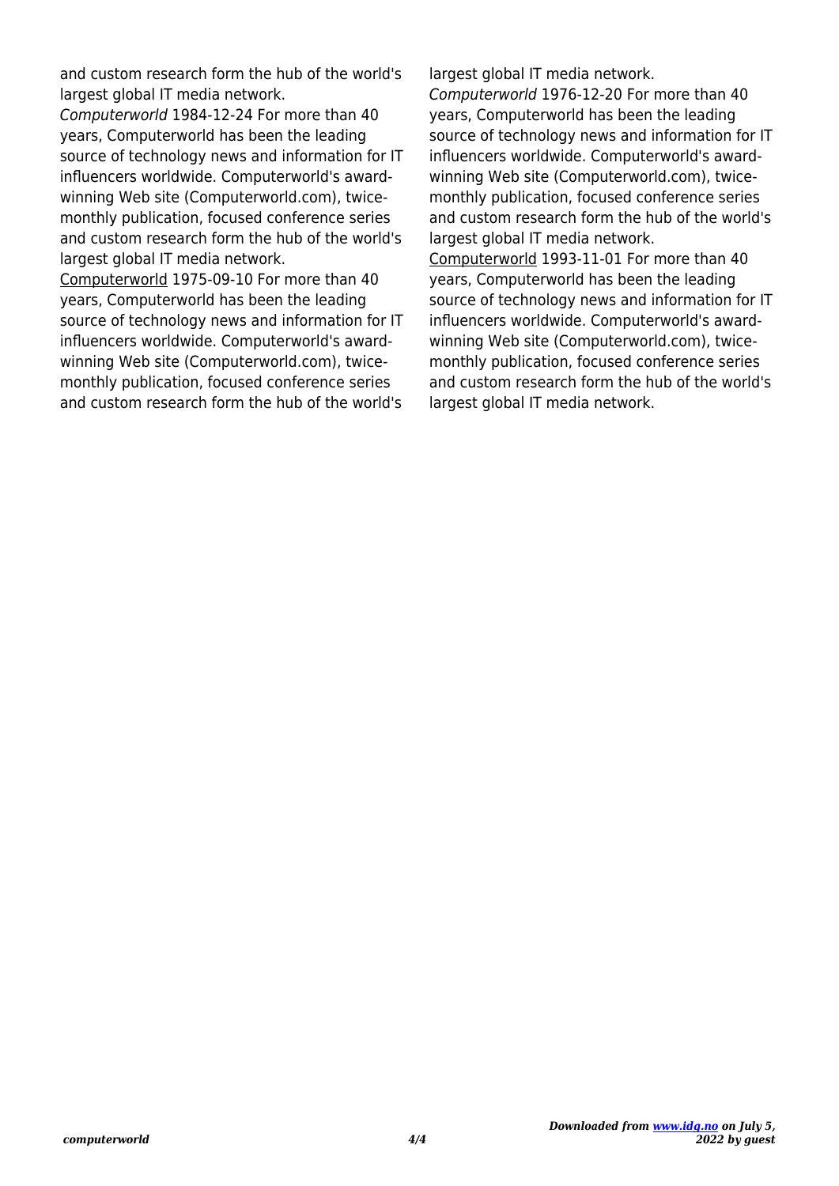and custom research form the hub of the world's largest global IT media network.

*Computerworld* 1984-12-24 For more than 40 years, Computerworld has been the leading source of technology news and information for IT influencers worldwide. Computerworld's award-winning Web site (Computerworld.com), twice-monthly publication, focused conference series and custom research form the hub of the world's largest global IT media network.

Computerworld 1975-09-10 For more than 40 years, Computerworld has been the leading source of technology news and information for IT influencers worldwide. Computerworld's award-winning Web site (Computerworld.com), twice-monthly publication, focused conference series and custom research form the hub of the world's largest global IT media network.

*Computerworld* 1976-12-20 For more than 40 years, Computerworld has been the leading source of technology news and information for IT influencers worldwide. Computerworld's award-winning Web site (Computerworld.com), twice-monthly publication, focused conference series and custom research form the hub of the world's largest global IT media network.

Computerworld 1993-11-01 For more than 40 years, Computerworld has been the leading source of technology news and information for IT influencers worldwide. Computerworld's award-winning Web site (Computerworld.com), twice-monthly publication, focused conference series and custom research form the hub of the world's largest global IT media network.